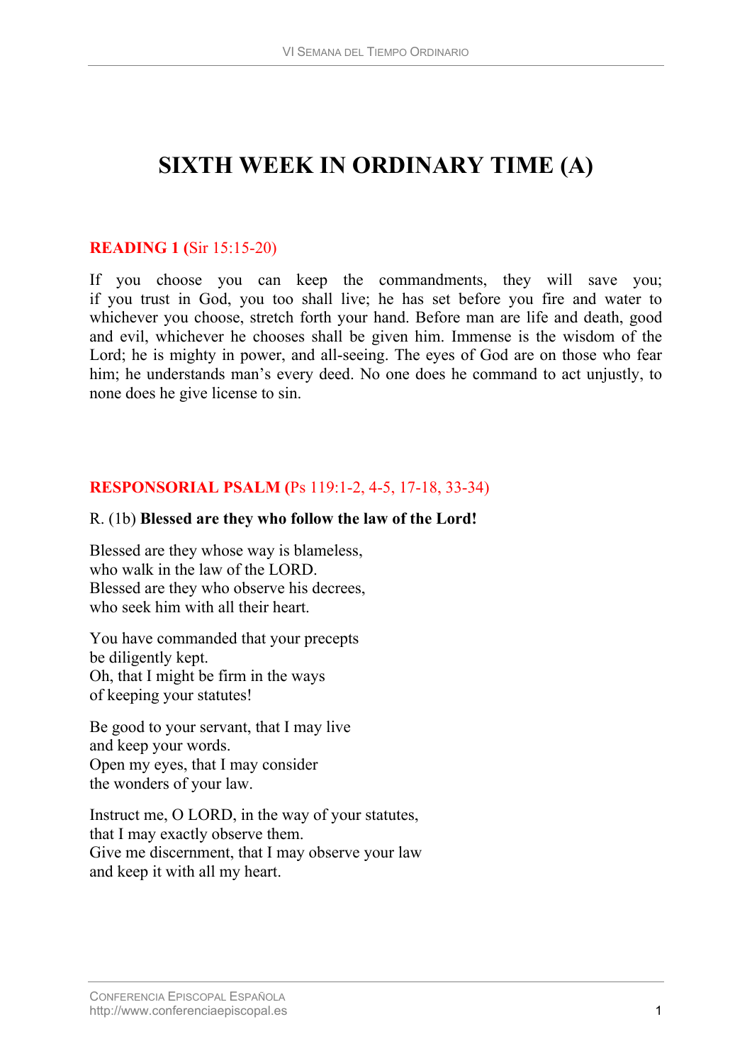# SIXTH WEEK IN ORDINARY TIME (A)

## READING 1 (Sir 15:15-20)

If you choose you can keep the commandments, they will save you; if you trust in God, you too shall live; he has set before you fire and water to whichever you choose, stretch forth your hand. Before man are life and death, good and evil, whichever he chooses shall be given him. Immense is the wisdom of the Lord; he is mighty in power, and all-seeing. The eyes of God are on those who fear him; he understands man's every deed. No one does he command to act unjustly, to none does he give license to sin.

## RESPONSORIAL PSALM (Ps 119:1-2, 4-5, 17-18, 33-34)

R. (1b) **Blessed are they who follow the law of the Lord!**

Blessed are they whose way is blameless,
who walk in the law of the LORD.
Blessed are they who observe his decrees,
who seek him with all their heart.

You have commanded that your precepts
be diligently kept.
Oh, that I might be firm in the ways
of keeping your statutes!

Be good to your servant, that I may live
and keep your words.
Open my eyes, that I may consider
the wonders of your law.

Instruct me, O LORD, in the way of your statutes,
that I may exactly observe them.
Give me discernment, that I may observe your law
and keep it with all my heart.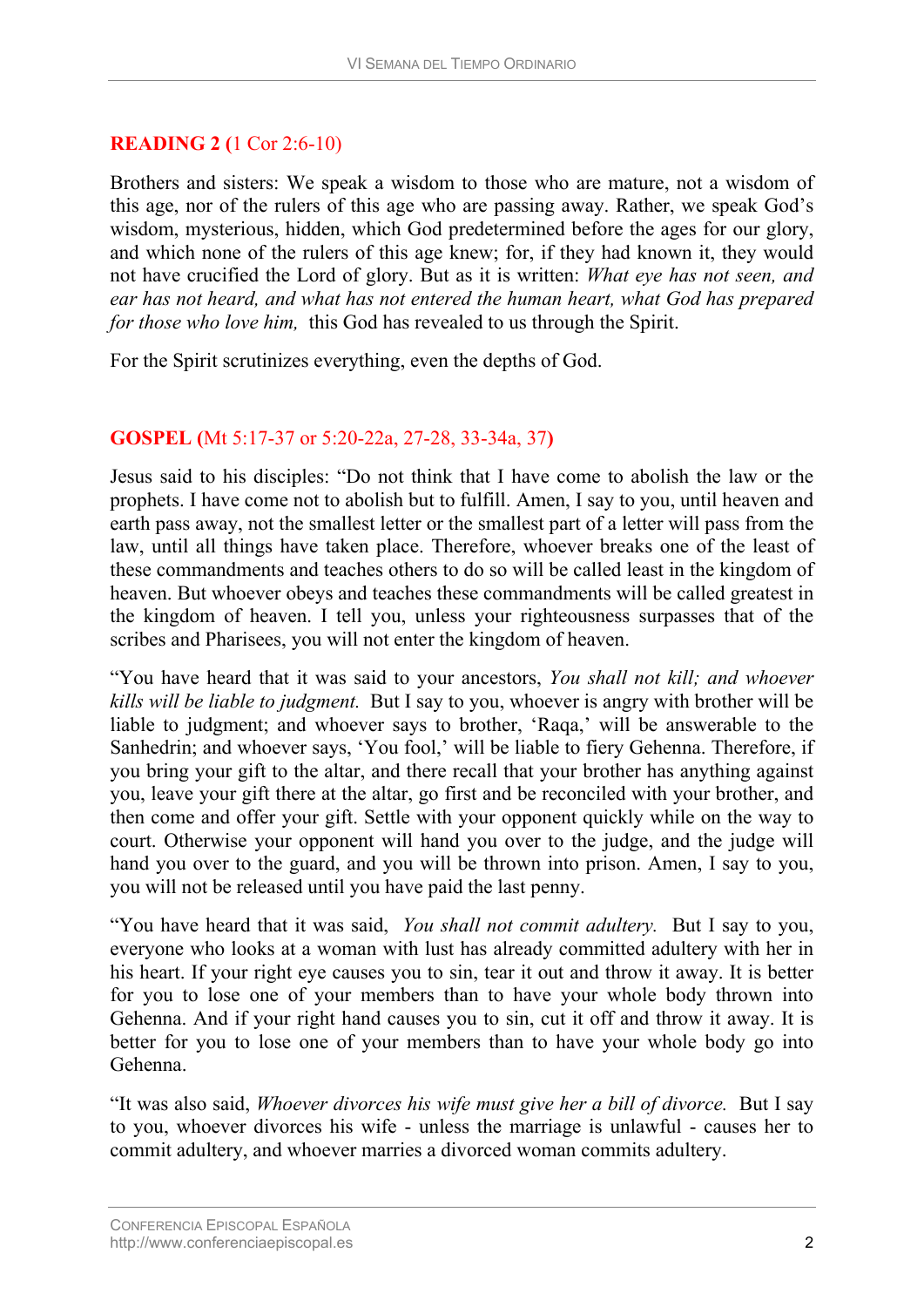## READING 2 (1 Cor 2:6-10)

Brothers and sisters: We speak a wisdom to those who are mature, not a wisdom of this age, nor of the rulers of this age who are passing away. Rather, we speak God's wisdom, mysterious, hidden, which God predetermined before the ages for our glory, and which none of the rulers of this age knew; for, if they had known it, they would not have crucified the Lord of glory. But as it is written: *What eye has not seen, and ear has not heard, and what has not entered the human heart, what God has prepared for those who love him,* this God has revealed to us through the Spirit.

For the Spirit scrutinizes everything, even the depths of God.

## GOSPEL (Mt 5:17-37 or 5:20-22a, 27-28, 33-34a, 37)

Jesus said to his disciples: "Do not think that I have come to abolish the law or the prophets. I have come not to abolish but to fulfill. Amen, I say to you, until heaven and earth pass away, not the smallest letter or the smallest part of a letter will pass from the law, until all things have taken place. Therefore, whoever breaks one of the least of these commandments and teaches others to do so will be called least in the kingdom of heaven. But whoever obeys and teaches these commandments will be called greatest in the kingdom of heaven. I tell you, unless your righteousness surpasses that of the scribes and Pharisees, you will not enter the kingdom of heaven.

"You have heard that it was said to your ancestors, *You shall not kill; and whoever kills will be liable to judgment.* But I say to you, whoever is angry with brother will be liable to judgment; and whoever says to brother, 'Raqa,' will be answerable to the Sanhedrin; and whoever says, 'You fool,' will be liable to fiery Gehenna. Therefore, if you bring your gift to the altar, and there recall that your brother has anything against you, leave your gift there at the altar, go first and be reconciled with your brother, and then come and offer your gift. Settle with your opponent quickly while on the way to court. Otherwise your opponent will hand you over to the judge, and the judge will hand you over to the guard, and you will be thrown into prison. Amen, I say to you, you will not be released until you have paid the last penny.

"You have heard that it was said, *You shall not commit adultery.* But I say to you, everyone who looks at a woman with lust has already committed adultery with her in his heart. If your right eye causes you to sin, tear it out and throw it away. It is better for you to lose one of your members than to have your whole body thrown into Gehenna. And if your right hand causes you to sin, cut it off and throw it away. It is better for you to lose one of your members than to have your whole body go into Gehenna.

"It was also said, *Whoever divorces his wife must give her a bill of divorce.* But I say to you, whoever divorces his wife - unless the marriage is unlawful - causes her to commit adultery, and whoever marries a divorced woman commits adultery.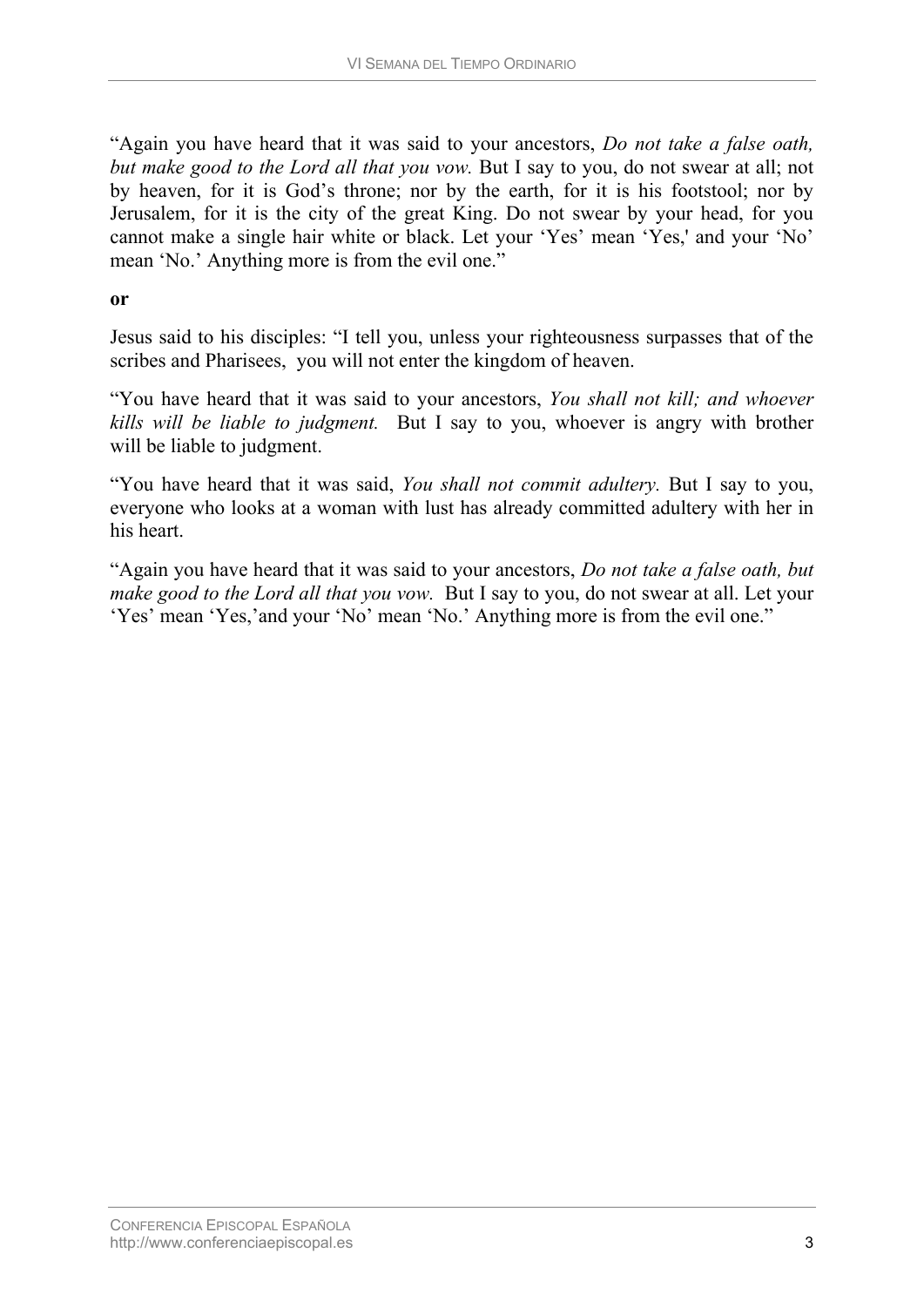"Again you have heard that it was said to your ancestors, *Do not take a false oath, but make good to the Lord all that you vow.* But I say to you, do not swear at all; not by heaven, for it is God's throne; nor by the earth, for it is his footstool; nor by Jerusalem, for it is the city of the great King. Do not swear by your head, for you cannot make a single hair white or black. Let your 'Yes' mean 'Yes,' and your 'No' mean 'No.' Anything more is from the evil one."

**or**

Jesus said to his disciples: "I tell you, unless your righteousness surpasses that of the scribes and Pharisees, you will not enter the kingdom of heaven.

"You have heard that it was said to your ancestors, *You shall not kill; and whoever kills will be liable to judgment.* But I say to you, whoever is angry with brother will be liable to judgment.

"You have heard that it was said, *You shall not commit adultery.* But I say to you, everyone who looks at a woman with lust has already committed adultery with her in his heart.

"Again you have heard that it was said to your ancestors, *Do not take a false oath, but make good to the Lord all that you vow.* But I say to you, do not swear at all. Let your 'Yes' mean 'Yes,'and your 'No' mean 'No.' Anything more is from the evil one."